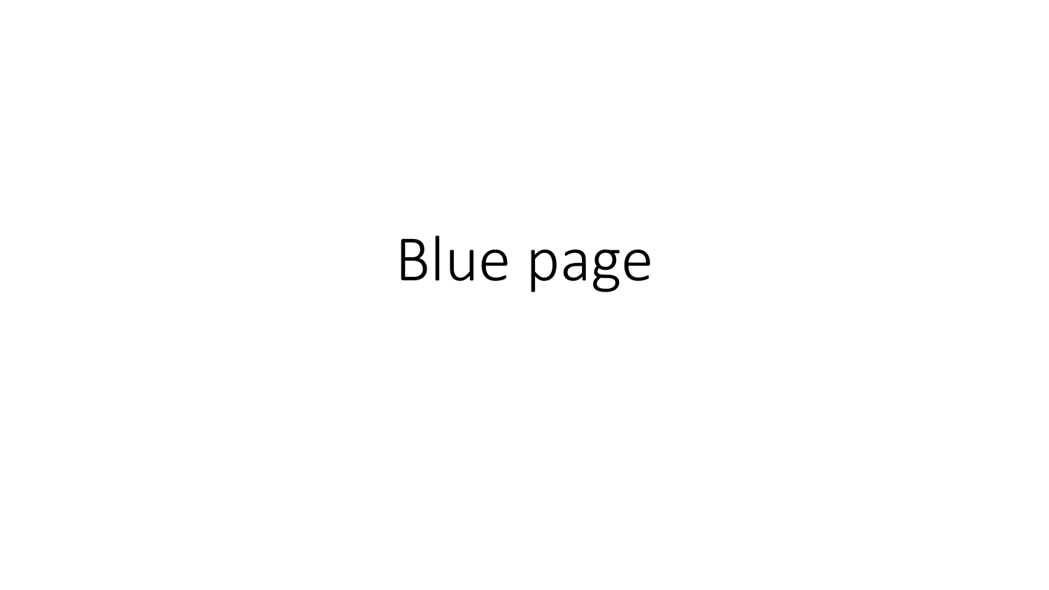# Blue page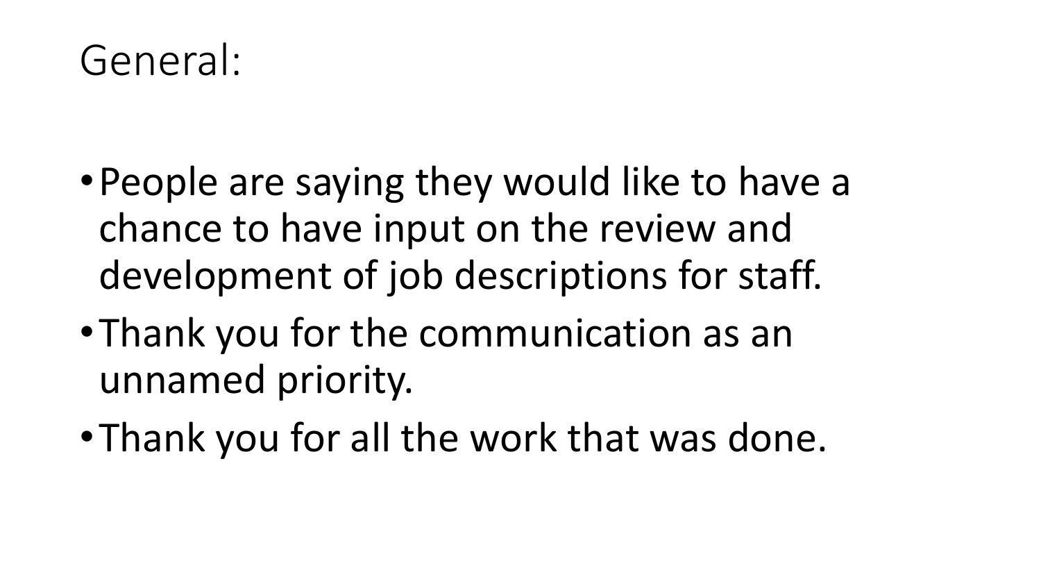# General:

- People are saying they would like to have a chance to have input on the review and development of job descriptions for staff.
- Thank you for the communication as an unnamed priority.
- Thank you for all the work that was done.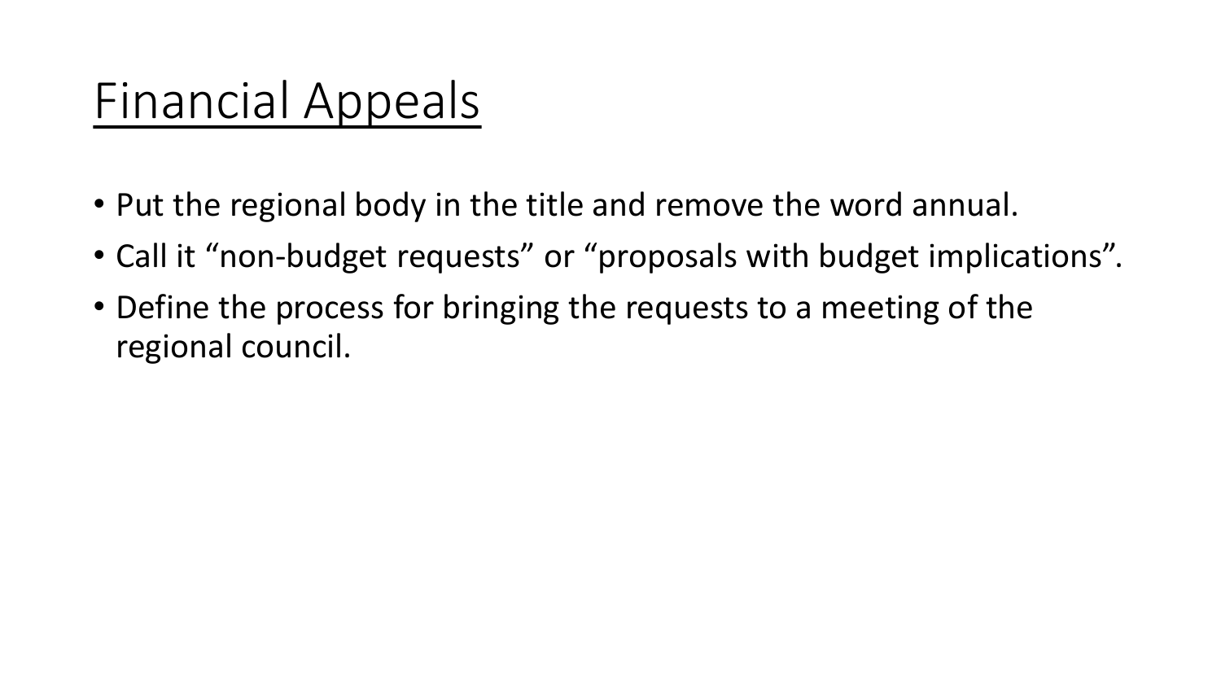# Financial Appeals

- Put the regional body in the title and remove the word annual.
- Call it “non-budget requests” or “proposals with budget implications”.
- Define the process for bringing the requests to a meeting of the regional council.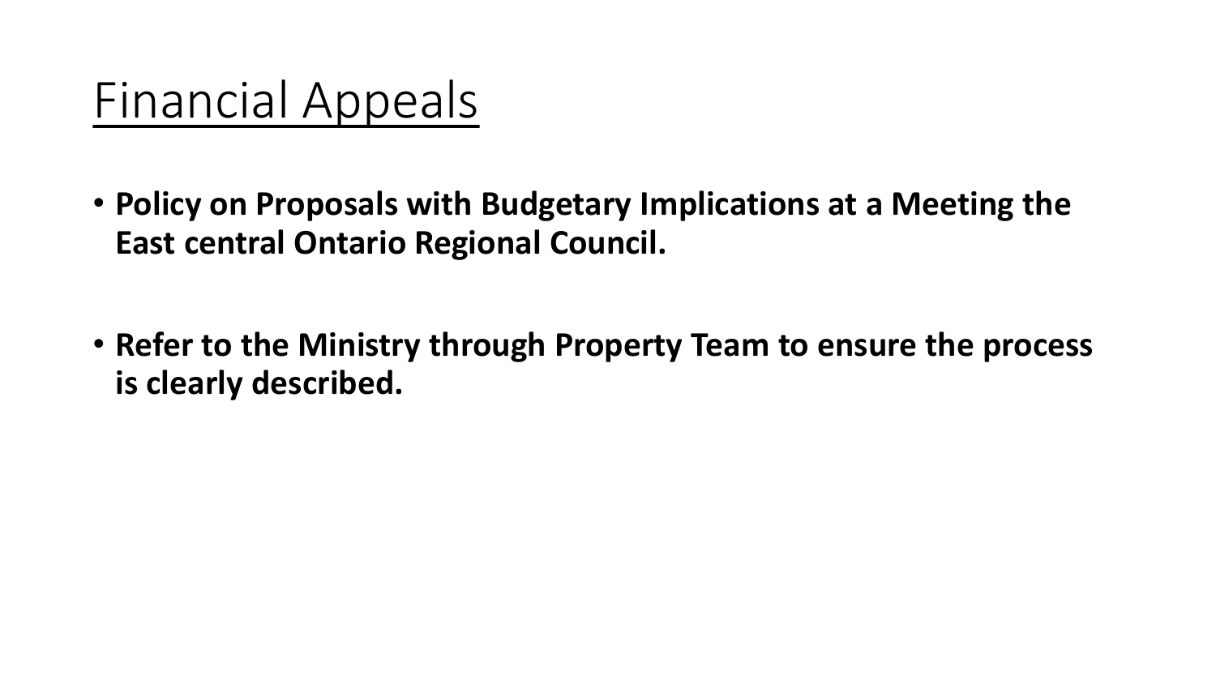# Financial Appeals

- **Policy on Proposals with Budgetary Implications at a Meeting the East central Ontario Regional Council.**
- **Refer to the Ministry through Property Team to ensure the process is clearly described.**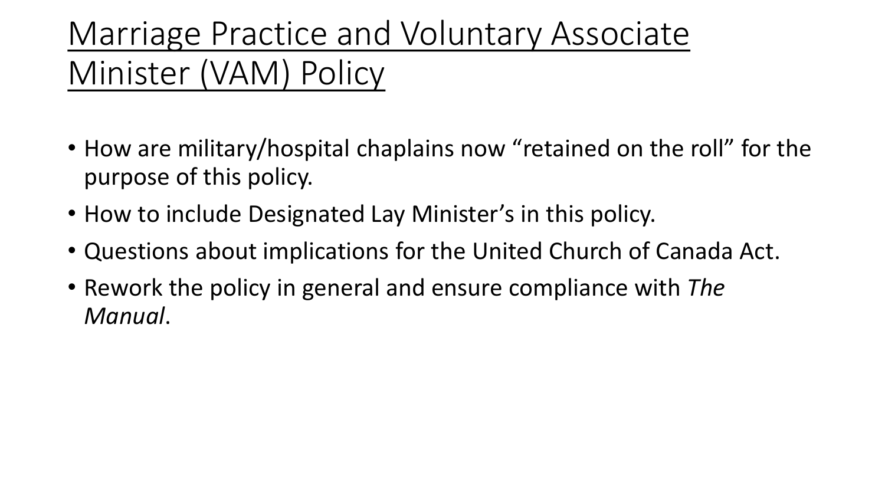# Marriage Practice and Voluntary Associate Minister (VAM) Policy

- How are military/hospital chaplains now “retained on the roll” for the purpose of this policy.
- How to include Designated Lay Minister’s in this policy.
- Questions about implications for the United Church of Canada Act.
- Rework the policy in general and ensure compliance with *The Manual*.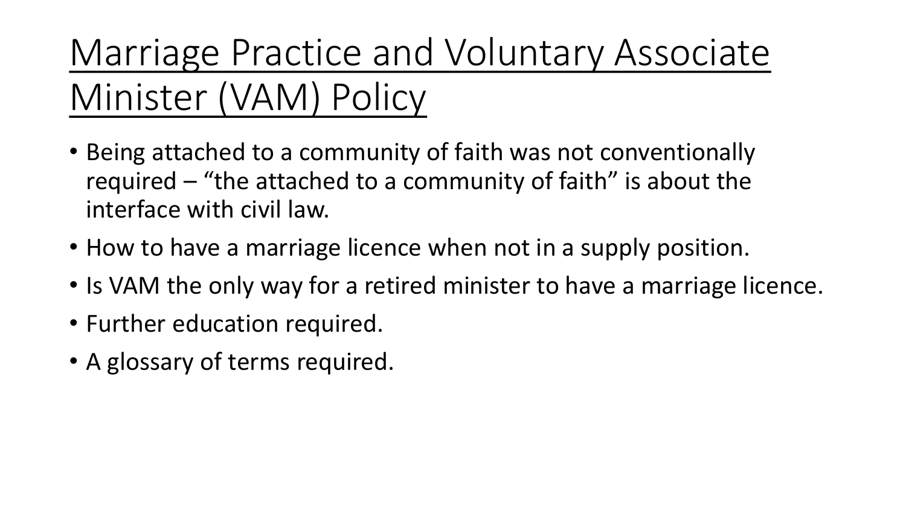# Marriage Practice and Voluntary Associate Minister (VAM) Policy

- Being attached to a community of faith was not conventionally required – "the attached to a community of faith" is about the interface with civil law.
- How to have a marriage licence when not in a supply position.
- Is VAM the only way for a retired minister to have a marriage licence.
- Further education required.
- A glossary of terms required.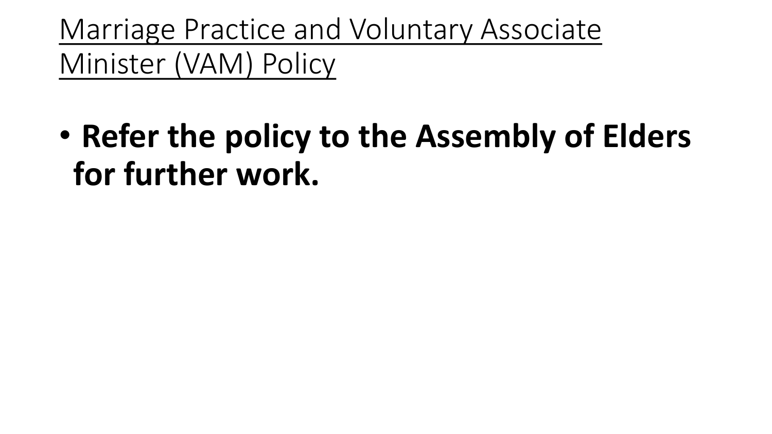# Marriage Practice and Voluntary Associate Minister (VAM) Policy

- **Refer the policy to the Assembly of Elders for further work.**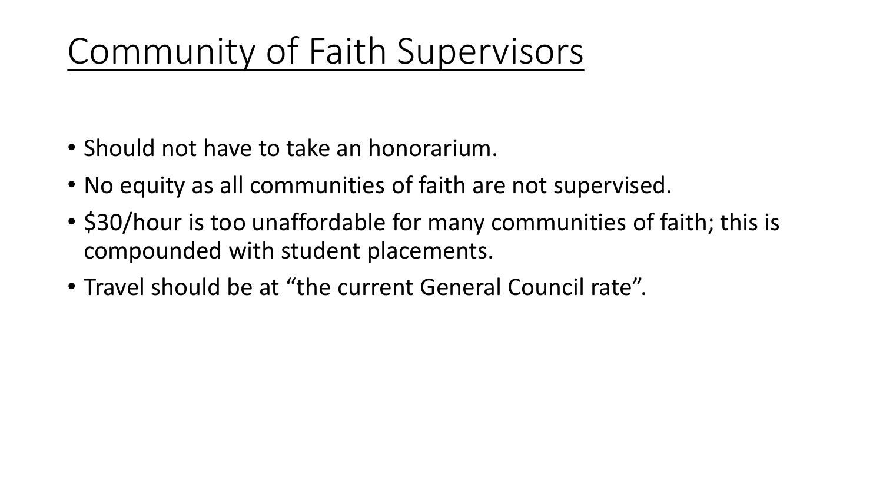# Community of Faith Supervisors

- Should not have to take an honorarium.
- No equity as all communities of faith are not supervised.
- $30/hour is too unaffordable for many communities of faith; this is compounded with student placements.
- Travel should be at “the current General Council rate”.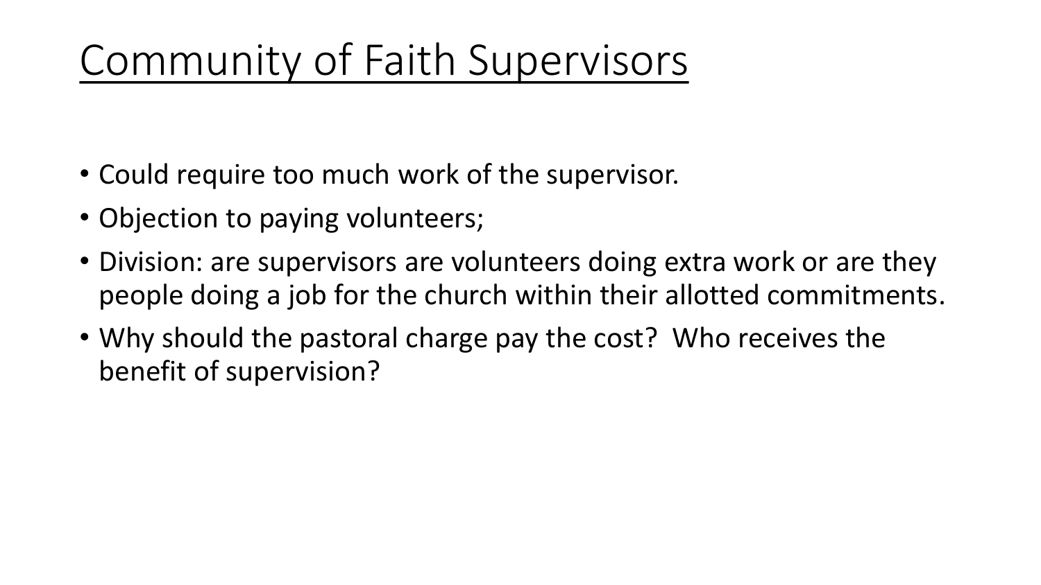# Community of Faith Supervisors

- Could require too much work of the supervisor.
- Objection to paying volunteers;
- Division: are supervisors are volunteers doing extra work or are they people doing a job for the church within their allotted commitments.
- Why should the pastoral charge pay the cost? Who receives the benefit of supervision?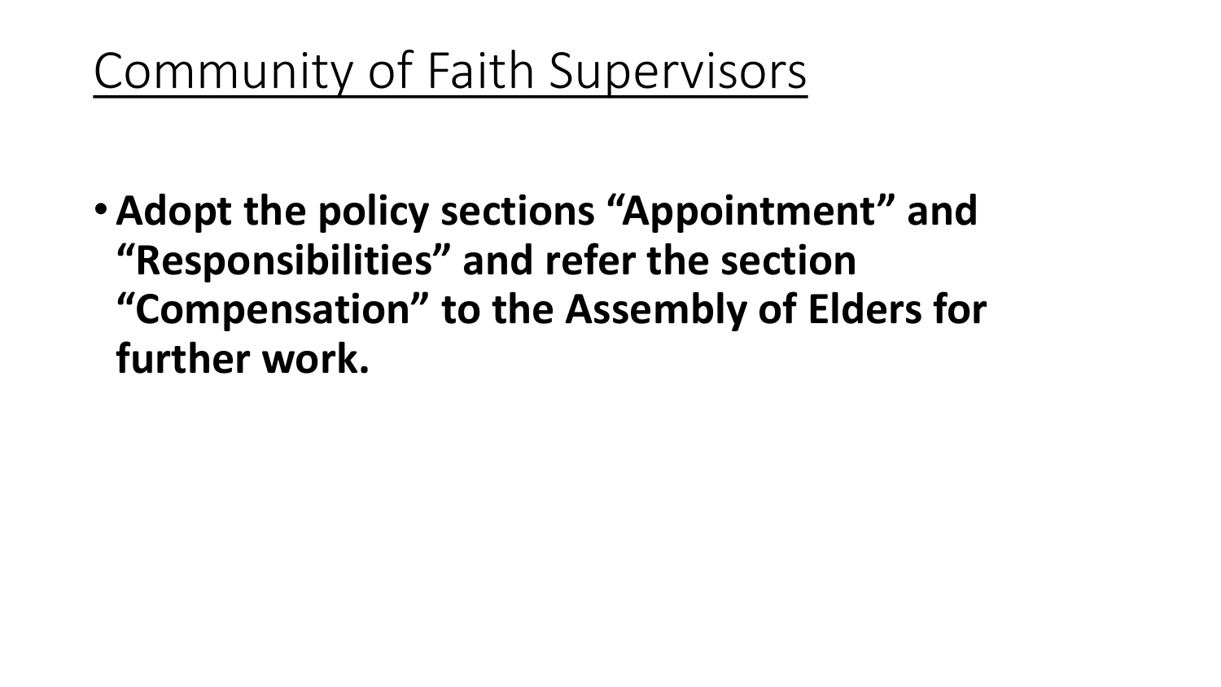# Community of Faith Supervisors

- **Adopt the policy sections "Appointment" and "Responsibilities" and refer the section "Compensation" to the Assembly of Elders for further work.**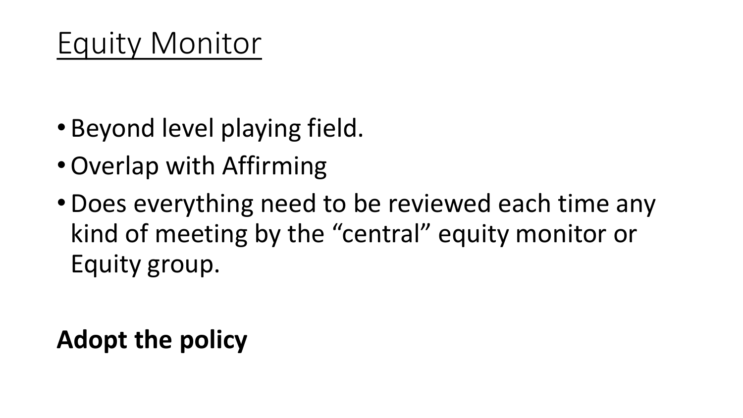# Equity Monitor

- Beyond level playing field.
- Overlap with Affirming
- Does everything need to be reviewed each time any kind of meeting by the “central” equity monitor or Equity group.

**Adopt the policy**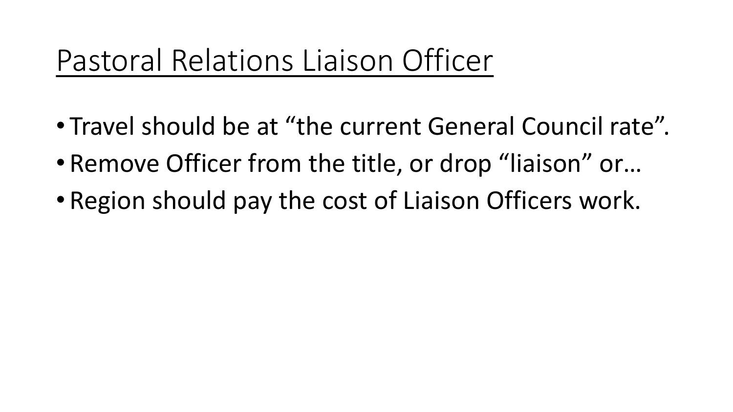# Pastoral Relations Liaison Officer

- Travel should be at “the current General Council rate”.
- Remove Officer from the title, or drop “liaison” or…
- Region should pay the cost of Liaison Officers work.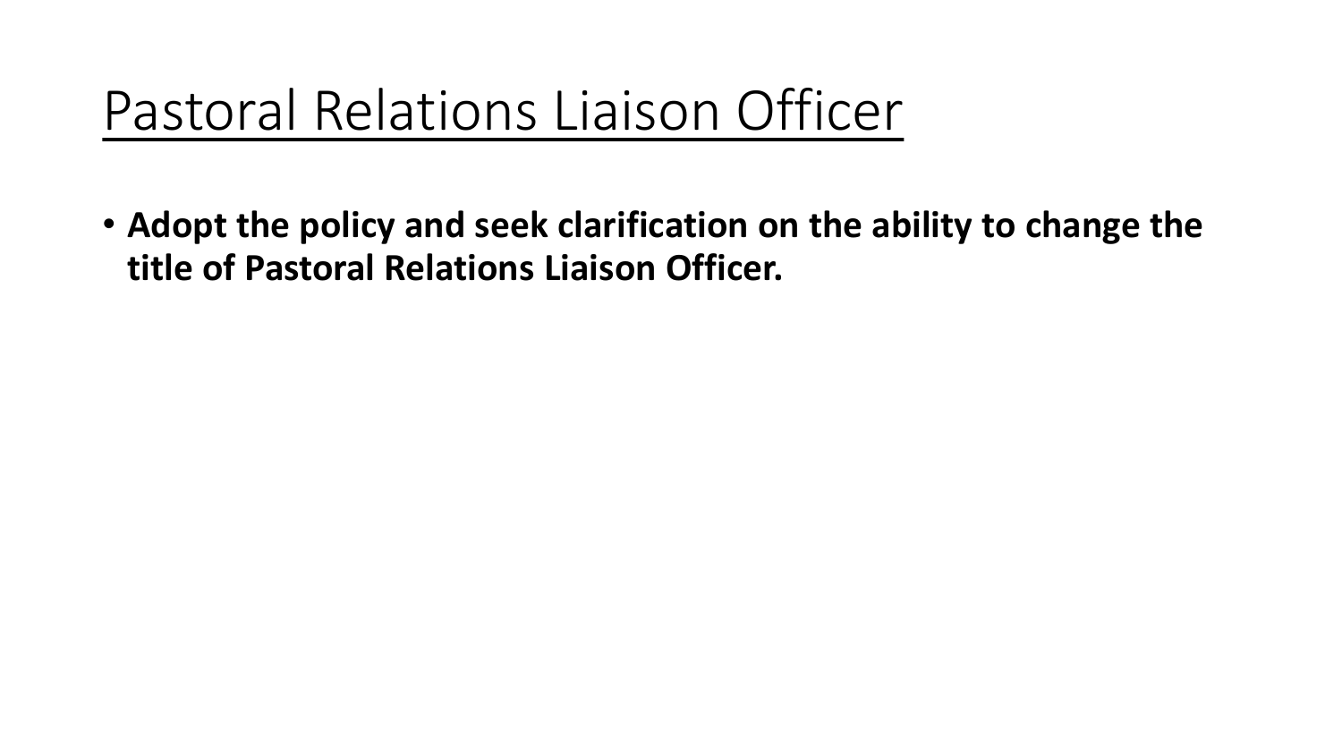# Pastoral Relations Liaison Officer

- **Adopt the policy and seek clarification on the ability to change the title of Pastoral Relations Liaison Officer.**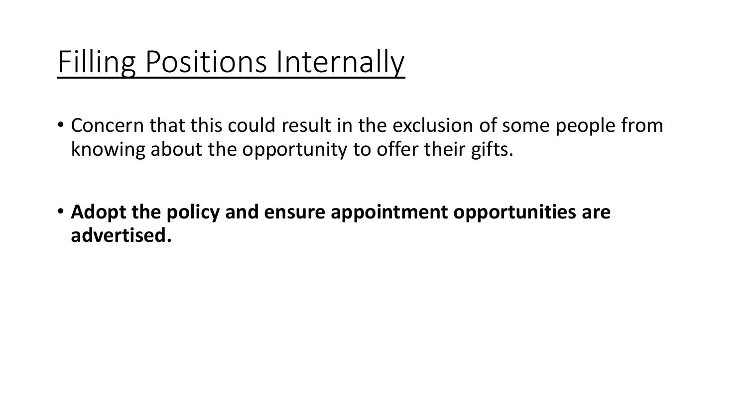# Filling Positions Internally

- Concern that this could result in the exclusion of some people from knowing about the opportunity to offer their gifts.

- **Adopt the policy and ensure appointment opportunities are advertised.**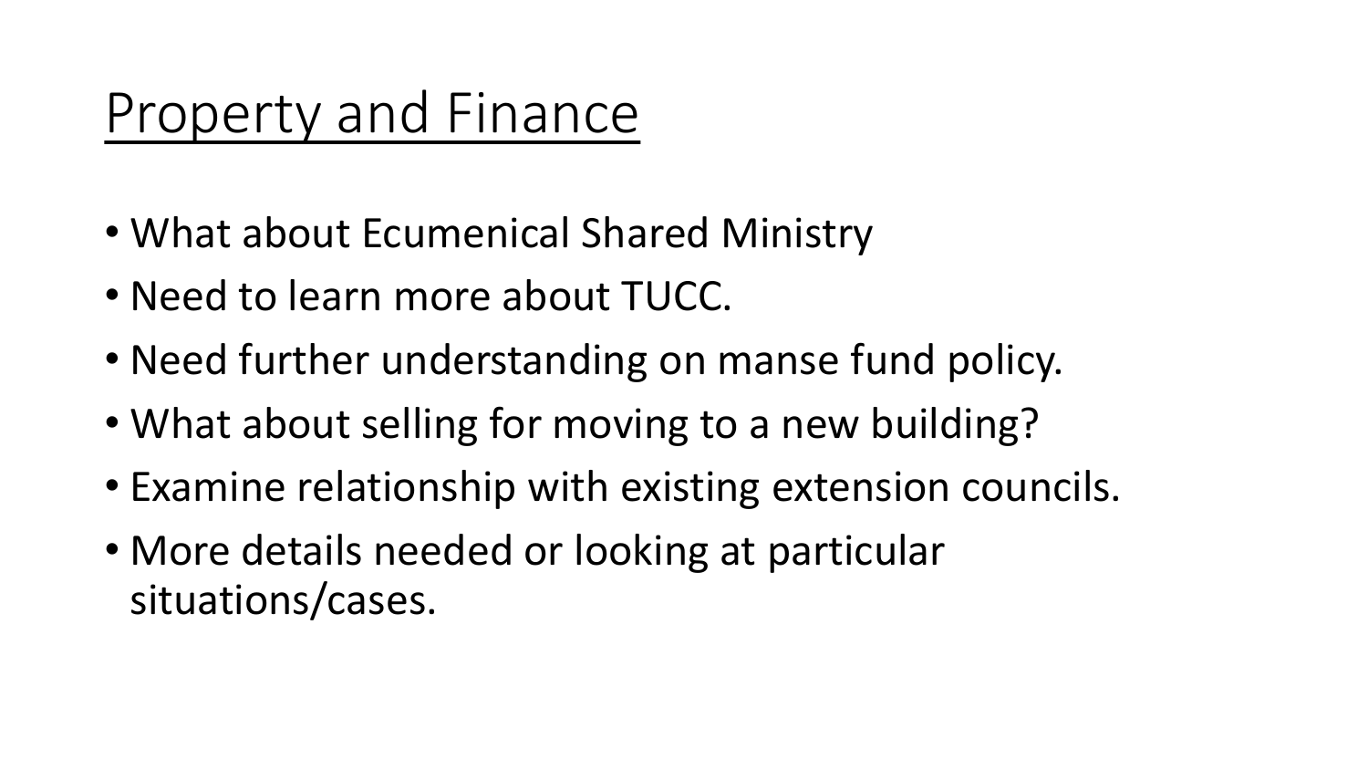# Property and Finance

- What about Ecumenical Shared Ministry
- Need to learn more about TUCC.
- Need further understanding on manse fund policy.
- What about selling for moving to a new building?
- Examine relationship with existing extension councils.
- More details needed or looking at particular situations/cases.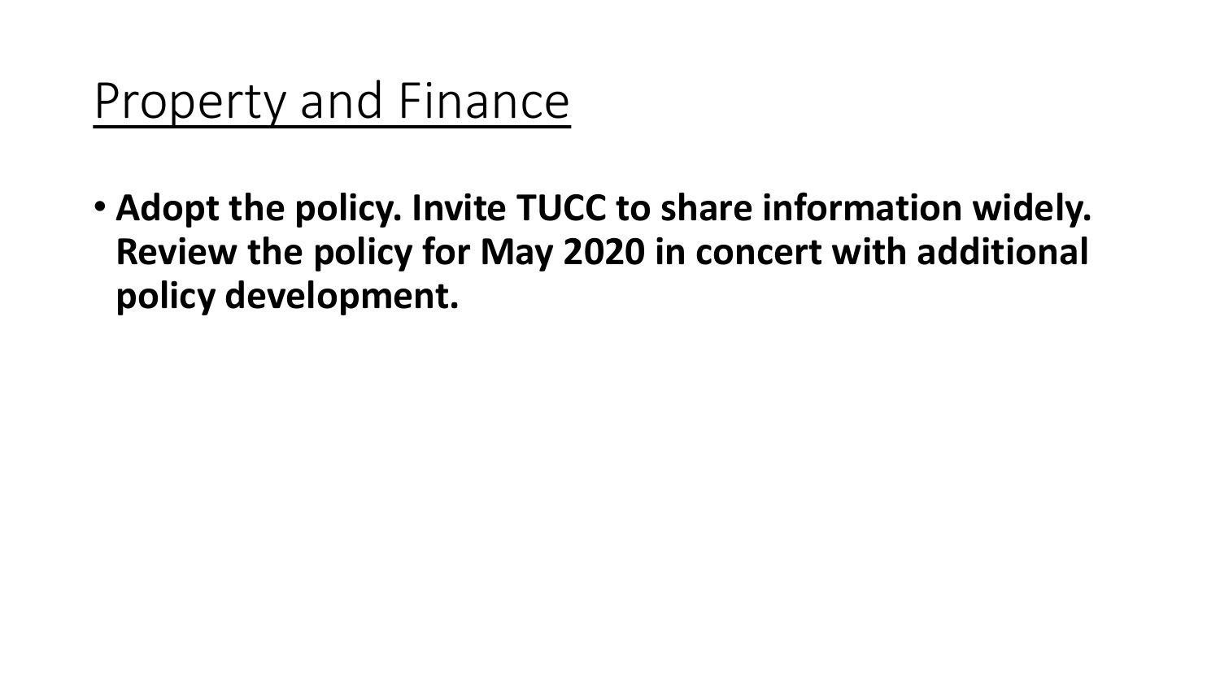# Property and Finance

- **Adopt the policy. Invite TUCC to share information widely. Review the policy for May 2020 in concert with additional policy development.**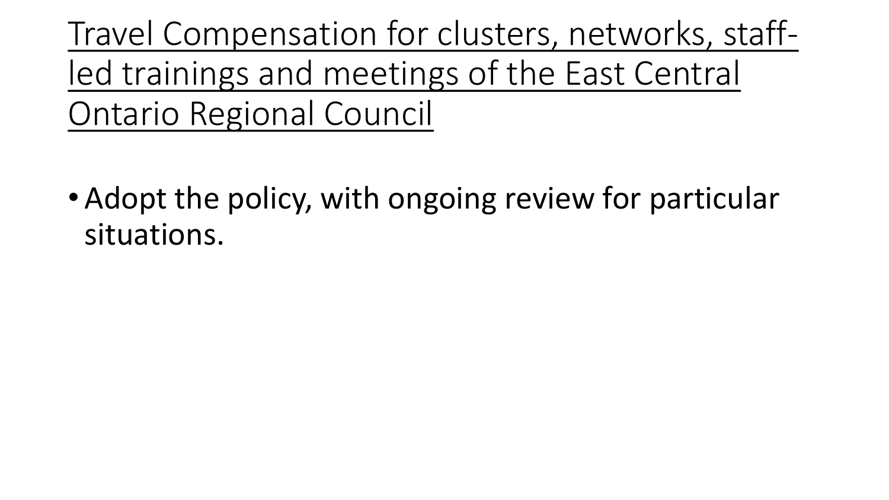# Travel Compensation for clusters, networks, staff-led trainings and meetings of the East Central Ontario Regional Council

- Adopt the policy, with ongoing review for particular situations.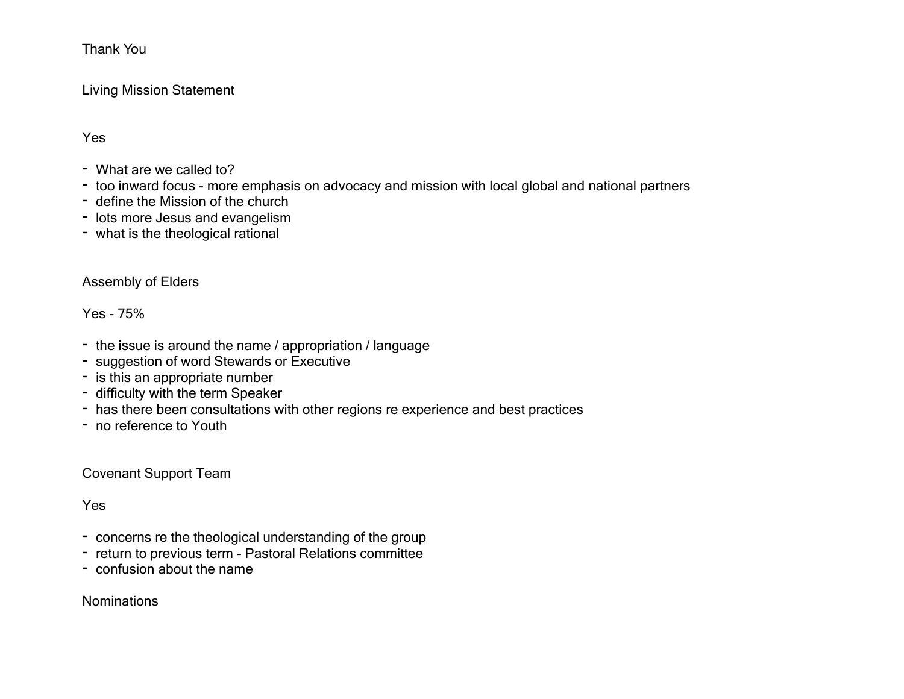Thank You

Living Mission Statement

Yes

- What are we called to?
- too inward focus - more emphasis on advocacy and mission with local global and national partners
- define the Mission of the church
- lots more Jesus and evangelism
- what is the theological rational

Assembly of Elders

Yes - 75%

- the issue is around the name / appropriation / language
- suggestion of word Stewards or Executive
- is this an appropriate number
- difficulty with the term Speaker
- has there been consultations with other regions re experience and best practices
- no reference to Youth

Covenant Support Team

Yes

- concerns re the theological understanding of the group
- return to previous term - Pastoral Relations committee
- confusion about the name

Nominations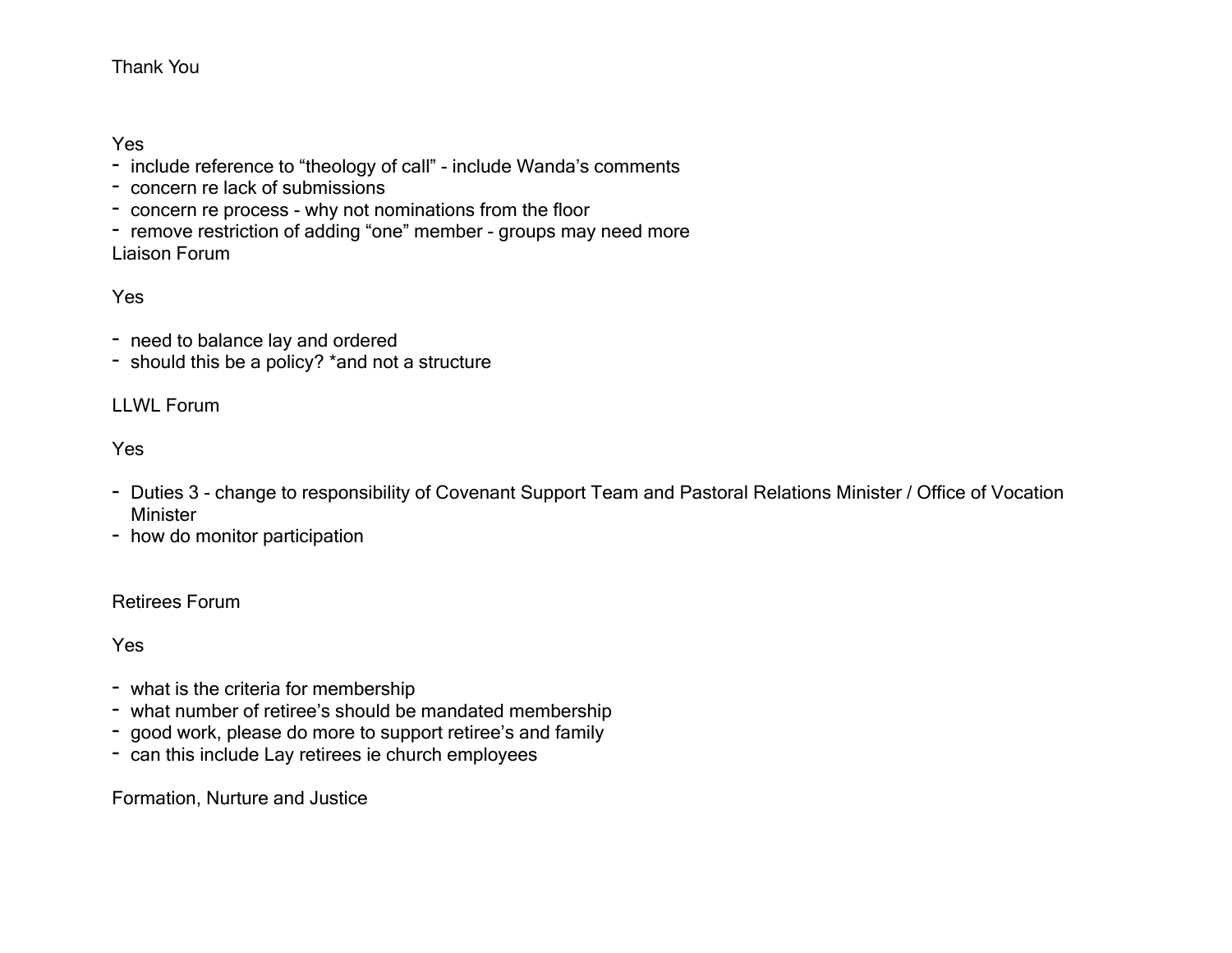Thank You

Yes

- include reference to “theology of call” - include Wanda’s comments
- concern re lack of submissions
- concern re process - why not nominations from the floor
- remove restriction of adding “one” member - groups may need more

Liaison Forum

Yes

- need to balance lay and ordered
- should this be a policy? *and not a structure

LLWL Forum

Yes

- Duties 3 - change to responsibility of Covenant Support Team and Pastoral Relations Minister / Office of Vocation Minister
- how do monitor participation

Retirees Forum

Yes

- what is the criteria for membership
- what number of retiree’s should be mandated membership
- good work, please do more to support retiree’s and family
- can this include Lay retirees ie church employees

Formation, Nurture and Justice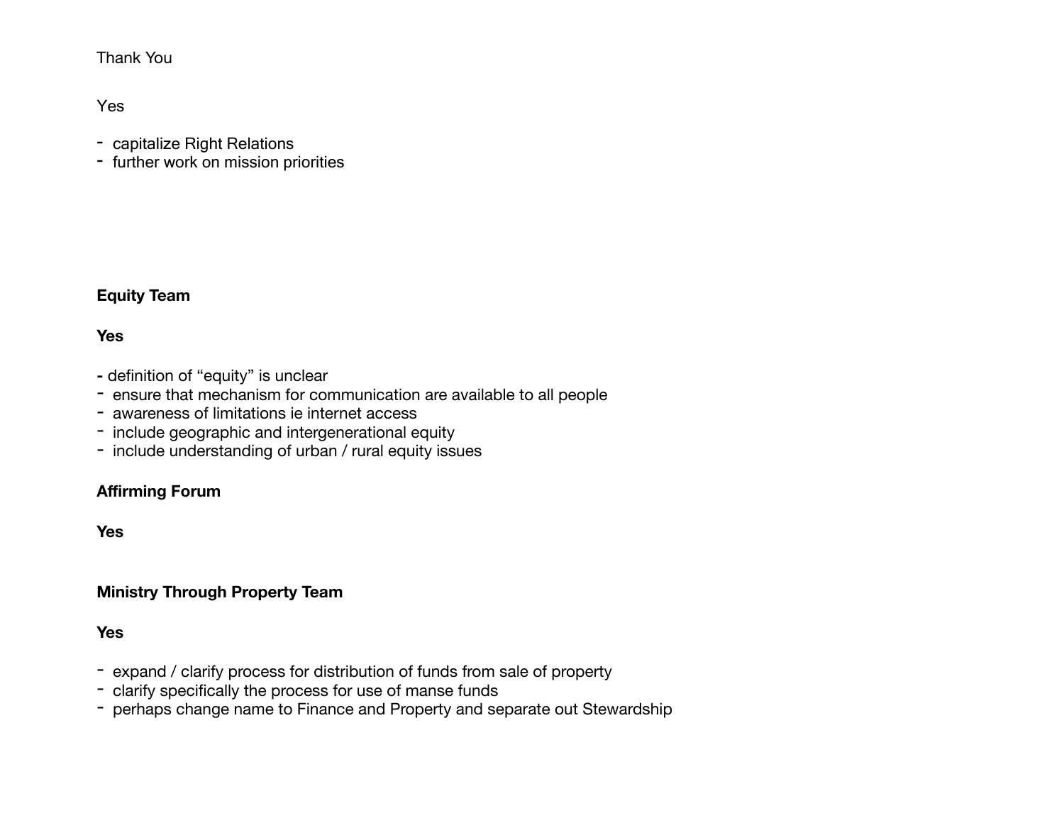Thank You

Yes

- capitalize Right Relations
- further work on mission priorities

**Equity Team**

**Yes**

- definition of “equity” is unclear
- ensure that mechanism for communication are available to all people
- awareness of limitations ie internet access
- include geographic and intergenerational equity
- include understanding of urban / rural equity issues

**Affirming Forum**

**Yes**

**Ministry Through Property Team**

**Yes**

- expand / clarify process for distribution of funds from sale of property
- clarify specifically the process for use of manse funds
- perhaps change name to Finance and Property and separate out Stewardship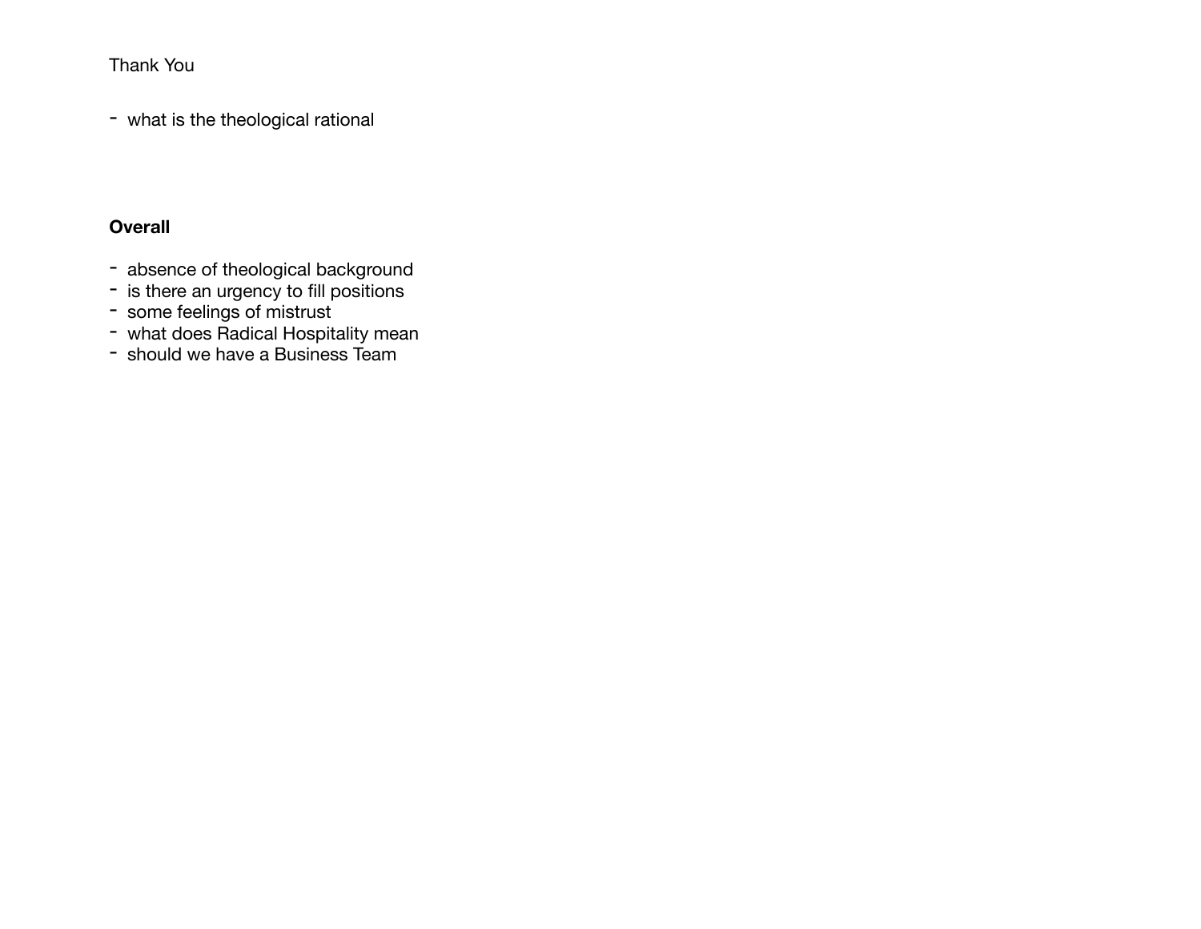Thank You

- what is the theological rational

**Overall**

- absence of theological background
- is there an urgency to fill positions
- some feelings of mistrust
- what does Radical Hospitality mean
- should we have a Business Team